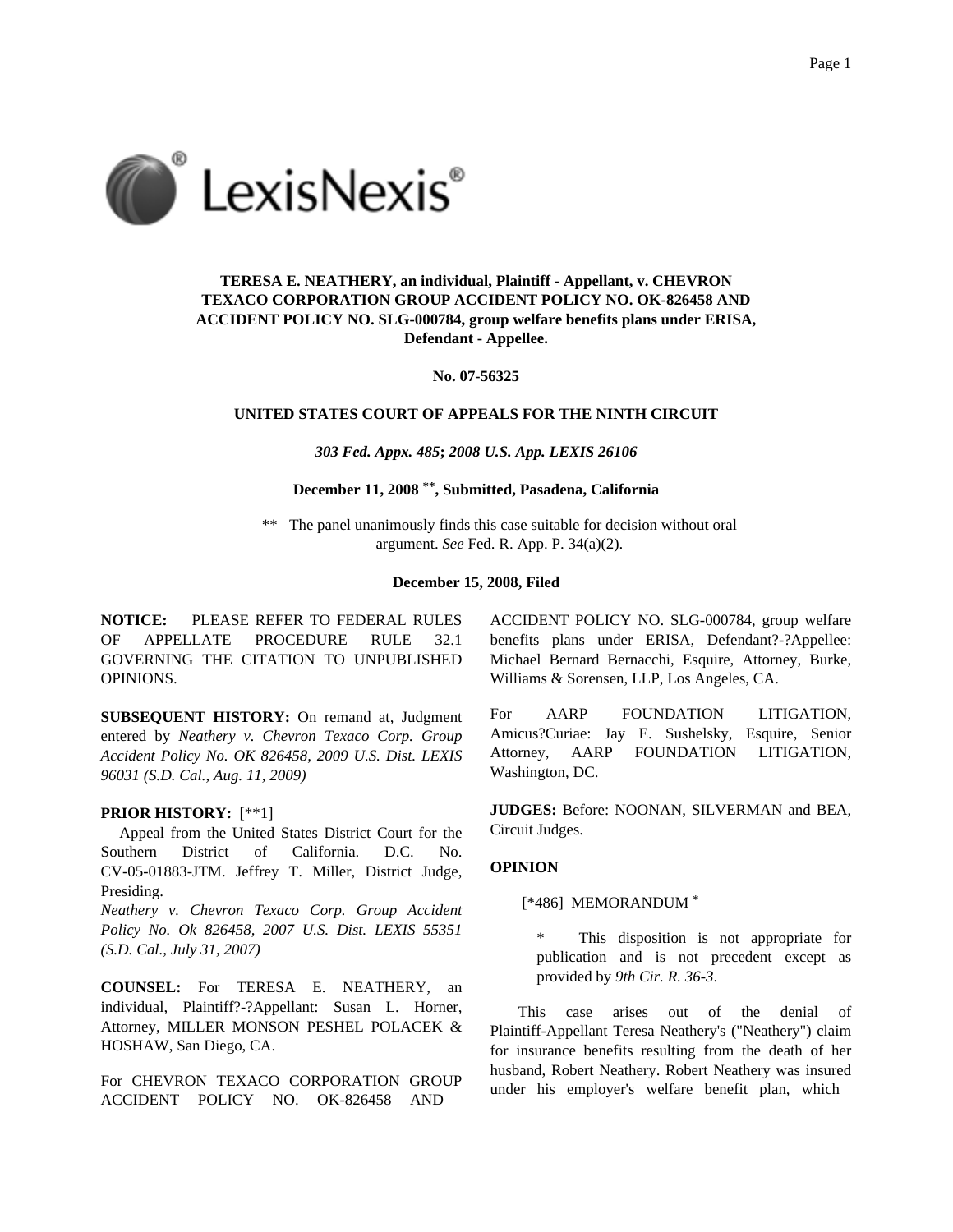**TERESA E. NEATHERY, an individual, Plaintiff - Appellant, v. CHEVRON TEXACO CORPORATION GROUP ACCIDENT POLICY NO. OK-826458 AND ACCIDENT POLICY NO. SLG-000784, group welfare benefits plans under ERISA, Defendant - Appellee.**

**No. 07-56325**

**UNITED STATES COURT OF APPEALS FOR THE NINTH CIRCUIT**

*303 Fed. Appx. 485*; *2008 U.S. App. LEXIS 26106*

**December 11, 2008 \*\*, Submitted, Pasadena, California**

\*\* The panel unanimously finds this case suitable for decision without oral argument. *See* Fed. R. App. P. 34(a)(2).

**December 15, 2008, Filed**

**NOTICE:** PLEASE REFER TO FEDERAL RULES OF APPELLATE PROCEDURE RULE 32.1 GOVERNING THE CITATION TO UNPUBLISHED OPINIONS.

**SUBSEQUENT HISTORY:** On remand at, Judgment entered by *Neathery v. Chevron Texaco Corp. Group Accident Policy No. OK 826458, 2009 U.S. Dist. LEXIS 96031 (S.D. Cal., Aug. 11, 2009)*

**PRIOR HISTORY:** [**1]

Appeal from the United States District Court for the Southern District of California. D.C. No. CV-05-01883-JTM. Jeffrey T. Miller, District Judge, Presiding.
*Neathery v. Chevron Texaco Corp. Group Accident Policy No. Ok 826458, 2007 U.S. Dist. LEXIS 55351 (S.D. Cal., July 31, 2007)*

**COUNSEL:** For TERESA E. NEATHERY, an individual, Plaintiff?-?Appellant: Susan L. Horner, Attorney, MILLER MONSON PESHEL POLACEK & HOSHAW, San Diego, CA.

For CHEVRON TEXACO CORPORATION GROUP ACCIDENT POLICY NO. OK-826458 AND ACCIDENT POLICY NO. SLG-000784, group welfare benefits plans under ERISA, Defendant?-?Appellee: Michael Bernard Bernacchi, Esquire, Attorney, Burke, Williams & Sorensen, LLP, Los Angeles, CA.

For AARP FOUNDATION LITIGATION, Amicus?Curiae: Jay E. Sushelsky, Esquire, Senior Attorney, AARP FOUNDATION LITIGATION, Washington, DC.

**JUDGES:** Before: NOONAN, SILVERMAN and BEA, Circuit Judges.

**OPINION**

[*486] MEMORANDUM *

\* This disposition is not appropriate for publication and is not precedent except as provided by *9th Cir. R. 36-3*.

This case arises out of the denial of Plaintiff-Appellant Teresa Neathery's ("Neathery") claim for insurance benefits resulting from the death of her husband, Robert Neathery. Robert Neathery was insured under his employer's welfare benefit plan, which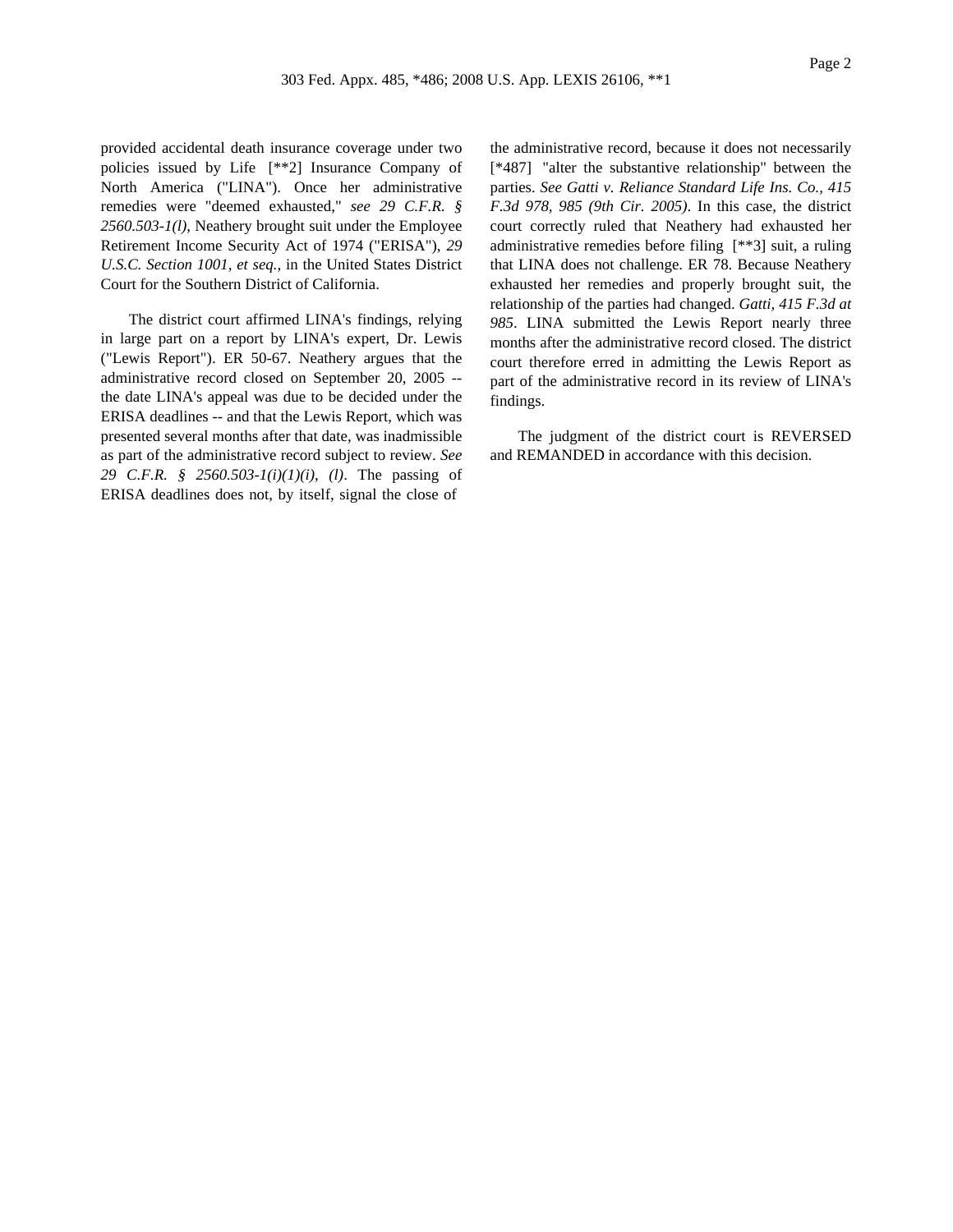provided accidental death insurance coverage under two policies issued by Life [**2] Insurance Company of North America ("LINA"). Once her administrative remedies were "deemed exhausted," *see 29 C.F.R. § 2560.503-1(l)*, Neathery brought suit under the Employee Retirement Income Security Act of 1974 ("ERISA"), *29 U.S.C. Section 1001, et seq.*, in the United States District Court for the Southern District of California.

The district court affirmed LINA's findings, relying in large part on a report by LINA's expert, Dr. Lewis ("Lewis Report"). ER 50-67. Neathery argues that the administrative record closed on September 20, 2005 -- the date LINA's appeal was due to be decided under the ERISA deadlines -- and that the Lewis Report, which was presented several months after that date, was inadmissible as part of the administrative record subject to review. *See 29 C.F.R. § 2560.503-1(i)(1)(i), (l)*. The passing of ERISA deadlines does not, by itself, signal the close of the administrative record, because it does not necessarily [*487] "alter the substantive relationship" between the parties. *See Gatti v. Reliance Standard Life Ins. Co., 415 F.3d 978, 985 (9th Cir. 2005)*. In this case, the district court correctly ruled that Neathery had exhausted her administrative remedies before filing [**3] suit, a ruling that LINA does not challenge. ER 78. Because Neathery exhausted her remedies and properly brought suit, the relationship of the parties had changed. *Gatti, 415 F.3d at 985*. LINA submitted the Lewis Report nearly three months after the administrative record closed. The district court therefore erred in admitting the Lewis Report as part of the administrative record in its review of LINA's findings.

The judgment of the district court is REVERSED and REMANDED in accordance with this decision.